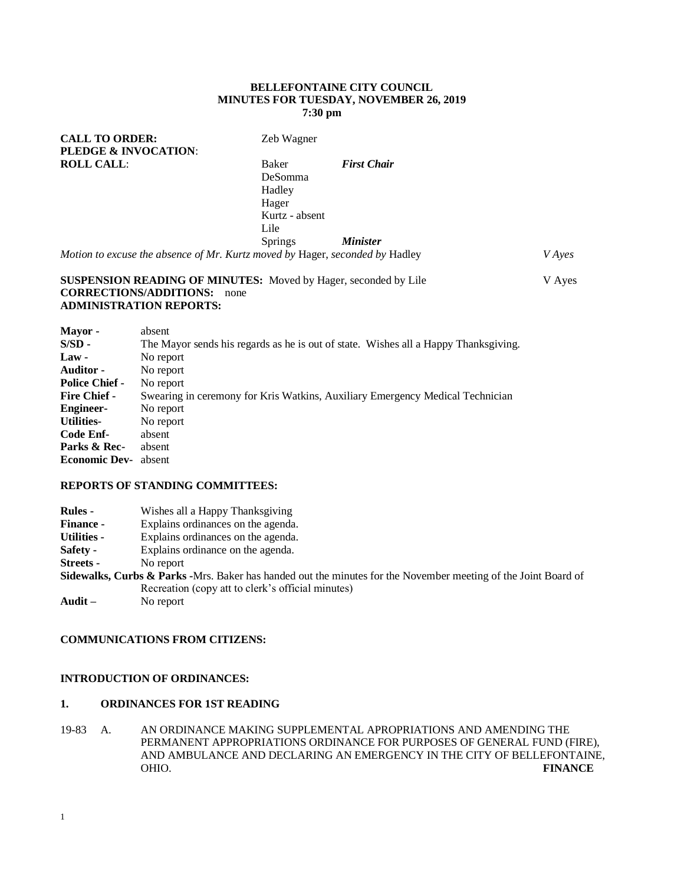**BELLEFONTAINE CITY COUNCIL**
**MINUTES FOR TUESDAY, NOVEMBER 26, 2019**
**7:30 pm**

**CALL TO ORDER:** Zeb Wagner
**PLEDGE & INVOCATION**:
**ROLL CALL**: Baker ***First Chair***
DeSomma
Hadley
Hager
Kurtz - absent
Lile
Springs ***Minister***

*Motion to excuse the absence of Mr. Kurtz moved by* Hager, *seconded by* Hadley *V Ayes*

**SUSPENSION READING OF MINUTES:** Moved by Hager, seconded by Lile V Ayes
**CORRECTIONS/ADDITIONS:** none
**ADMINISTRATION REPORTS:**

**Mayor -** absent
**S/SD -** The Mayor sends his regards as he is out of state. Wishes all a Happy Thanksgiving.
**Law -** No report
**Auditor -** No report
**Police Chief -** No report
**Fire Chief -** Swearing in ceremony for Kris Watkins, Auxiliary Emergency Medical Technician
**Engineer-** No report
**Utilities-** No report
**Code Enf-** absent
**Parks & Rec-** absent
**Economic Dev-** absent

**REPORTS OF STANDING COMMITTEES:**

**Rules -** Wishes all a Happy Thanksgiving
**Finance -** Explains ordinances on the agenda.
**Utilities -** Explains ordinances on the agenda.
**Safety -** Explains ordinance on the agenda.
**Streets -** No report
**Sidewalks, Curbs & Parks -**Mrs. Baker has handed out the minutes for the November meeting of the Joint Board of Recreation (copy att to clerk's official minutes)
**Audit –** No report

**COMMUNICATIONS FROM CITIZENS:**

**INTRODUCTION OF ORDINANCES:**

**1. ORDINANCES FOR 1ST READING**

19-83 A. AN ORDINANCE MAKING SUPPLEMENTAL APROPRIATIONS AND AMENDING THE PERMANENT APPROPRIATIONS ORDINANCE FOR PURPOSES OF GENERAL FUND (FIRE), AND AMBULANCE AND DECLARING AN EMERGENCY IN THE CITY OF BELLEFONTAINE, OHIO. **FINANCE**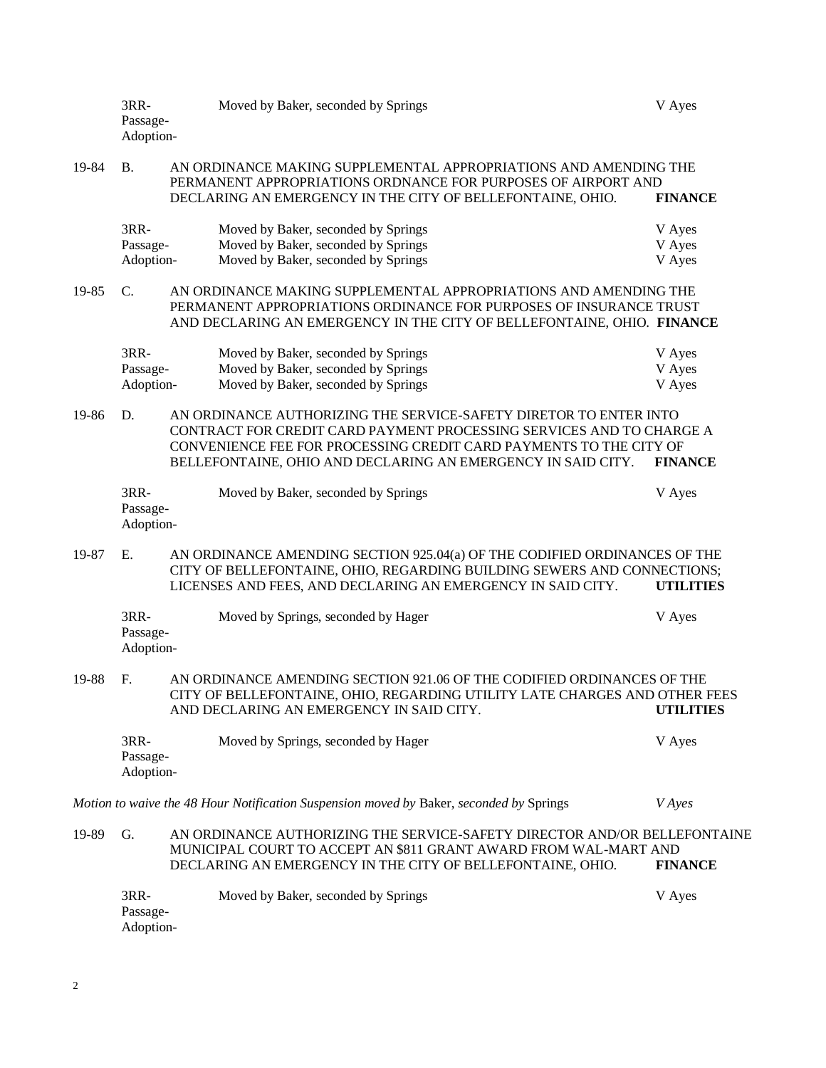| | | | |
|---|---|---|---|
| 3RR- | Moved by Baker, seconded by Springs | V Ayes |
| Passage- | | |
| Adoption- | | |

19-84 B. AN ORDINANCE MAKING SUPPLEMENTAL APPROPRIATIONS AND AMENDING THE PERMANENT APPROPRIATIONS ORDNANCE FOR PURPOSES OF AIRPORT AND DECLARING AN EMERGENCY IN THE CITY OF BELLEFONTAINE, OHIO. **FINANCE**

| | | |
|---|---|---|
| 3RR- | Moved by Baker, seconded by Springs | V Ayes |
| Passage- | Moved by Baker, seconded by Springs | V Ayes |
| Adoption- | Moved by Baker, seconded by Springs | V Ayes |

19-85 C. AN ORDINANCE MAKING SUPPLEMENTAL APPROPRIATIONS AND AMENDING THE PERMANENT APPROPRIATIONS ORDINANCE FOR PURPOSES OF INSURANCE TRUST AND DECLARING AN EMERGENCY IN THE CITY OF BELLEFONTAINE, OHIO. **FINANCE**

| | | |
|---|---|---|
| 3RR- | Moved by Baker, seconded by Springs | V Ayes |
| Passage- | Moved by Baker, seconded by Springs | V Ayes |
| Adoption- | Moved by Baker, seconded by Springs | V Ayes |

19-86 D. AN ORDINANCE AUTHORIZING THE SERVICE-SAFETY DIRETOR TO ENTER INTO CONTRACT FOR CREDIT CARD PAYMENT PROCESSING SERVICES AND TO CHARGE A CONVENIENCE FEE FOR PROCESSING CREDIT CARD PAYMENTS TO THE CITY OF BELLEFONTAINE, OHIO AND DECLARING AN EMERGENCY IN SAID CITY. **FINANCE**

| | | |
|---|---|---|
| 3RR- | Moved by Baker, seconded by Springs | V Ayes |
| Passage- | | |
| Adoption- | | |

19-87 E. AN ORDINANCE AMENDING SECTION 925.04(a) OF THE CODIFIED ORDINANCES OF THE CITY OF BELLEFONTAINE, OHIO, REGARDING BUILDING SEWERS AND CONNECTIONS; LICENSES AND FEES, AND DECLARING AN EMERGENCY IN SAID CITY. **UTILITIES**

| | | |
|---|---|---|
| 3RR- | Moved by Springs, seconded by Hager | V Ayes |
| Passage- | | |
| Adoption- | | |

19-88 F. AN ORDINANCE AMENDING SECTION 921.06 OF THE CODIFIED ORDINANCES OF THE CITY OF BELLEFONTAINE, OHIO, REGARDING UTILITY LATE CHARGES AND OTHER FEES AND DECLARING AN EMERGENCY IN SAID CITY. **UTILITIES**

| | | |
|---|---|---|
| 3RR- | Moved by Springs, seconded by Hager | V Ayes |
| Passage- | | |
| Adoption- | | |

*Motion to waive the 48 Hour Notification Suspension moved by* Baker, *seconded by* Springs *V Ayes*

19-89 G. AN ORDINANCE AUTHORIZING THE SERVICE-SAFETY DIRECTOR AND/OR BELLEFONTAINE MUNICIPAL COURT TO ACCEPT AN $811 GRANT AWARD FROM WAL-MART AND DECLARING AN EMERGENCY IN THE CITY OF BELLEFONTAINE, OHIO. **FINANCE**

| | | |
|---|---|---|
| 3RR- | Moved by Baker, seconded by Springs | V Ayes |
| Passage- | | |
| Adoption- | | |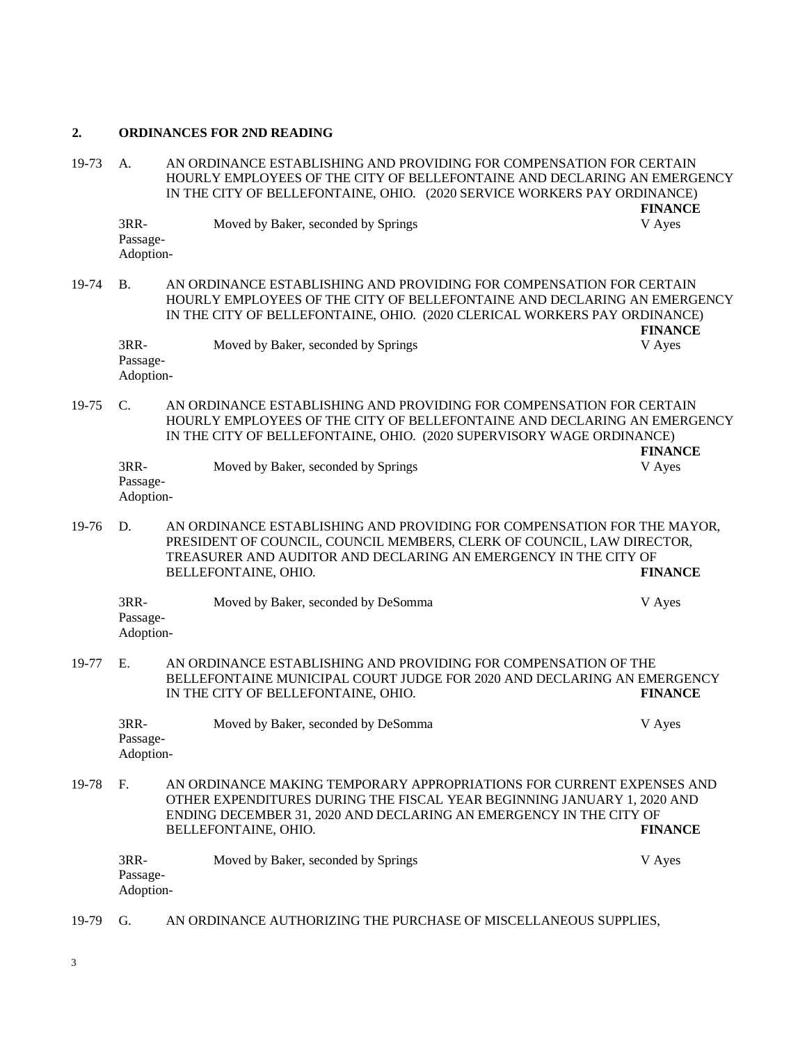## 2. ORDINANCES FOR 2ND READING

19-73 A. AN ORDINANCE ESTABLISHING AND PROVIDING FOR COMPENSATION FOR CERTAIN HOURLY EMPLOYEES OF THE CITY OF BELLEFONTAINE AND DECLARING AN EMERGENCY IN THE CITY OF BELLEFONTAINE, OHIO. (2020 SERVICE WORKERS PAY ORDINANCE) **FINANCE**

3RR- Moved by Baker, seconded by Springs V Ayes
Passage-
Adoption-

19-74 B. AN ORDINANCE ESTABLISHING AND PROVIDING FOR COMPENSATION FOR CERTAIN HOURLY EMPLOYEES OF THE CITY OF BELLEFONTAINE AND DECLARING AN EMERGENCY IN THE CITY OF BELLEFONTAINE, OHIO. (2020 CLERICAL WORKERS PAY ORDINANCE) **FINANCE**

3RR- Moved by Baker, seconded by Springs V Ayes
Passage-
Adoption-

19-75 C. AN ORDINANCE ESTABLISHING AND PROVIDING FOR COMPENSATION FOR CERTAIN HOURLY EMPLOYEES OF THE CITY OF BELLEFONTAINE AND DECLARING AN EMERGENCY IN THE CITY OF BELLEFONTAINE, OHIO. (2020 SUPERVISORY WAGE ORDINANCE) **FINANCE**

3RR- Moved by Baker, seconded by Springs V Ayes
Passage-
Adoption-

19-76 D. AN ORDINANCE ESTABLISHING AND PROVIDING FOR COMPENSATION FOR THE MAYOR, PRESIDENT OF COUNCIL, COUNCIL MEMBERS, CLERK OF COUNCIL, LAW DIRECTOR, TREASURER AND AUDITOR AND DECLARING AN EMERGENCY IN THE CITY OF BELLEFONTAINE, OHIO. **FINANCE**

3RR- Moved by Baker, seconded by DeSomma V Ayes
Passage-
Adoption-

19-77 E. AN ORDINANCE ESTABLISHING AND PROVIDING FOR COMPENSATION OF THE BELLEFONTAINE MUNICIPAL COURT JUDGE FOR 2020 AND DECLARING AN EMERGENCY IN THE CITY OF BELLEFONTAINE, OHIO. **FINANCE**

3RR- Moved by Baker, seconded by DeSomma V Ayes
Passage-
Adoption-

19-78 F. AN ORDINANCE MAKING TEMPORARY APPROPRIATIONS FOR CURRENT EXPENSES AND OTHER EXPENDITURES DURING THE FISCAL YEAR BEGINNING JANUARY 1, 2020 AND ENDING DECEMBER 31, 2020 AND DECLARING AN EMERGENCY IN THE CITY OF BELLEFONTAINE, OHIO. **FINANCE**

3RR- Moved by Baker, seconded by Springs V Ayes
Passage-
Adoption-

19-79 G. AN ORDINANCE AUTHORIZING THE PURCHASE OF MISCELLANEOUS SUPPLIES,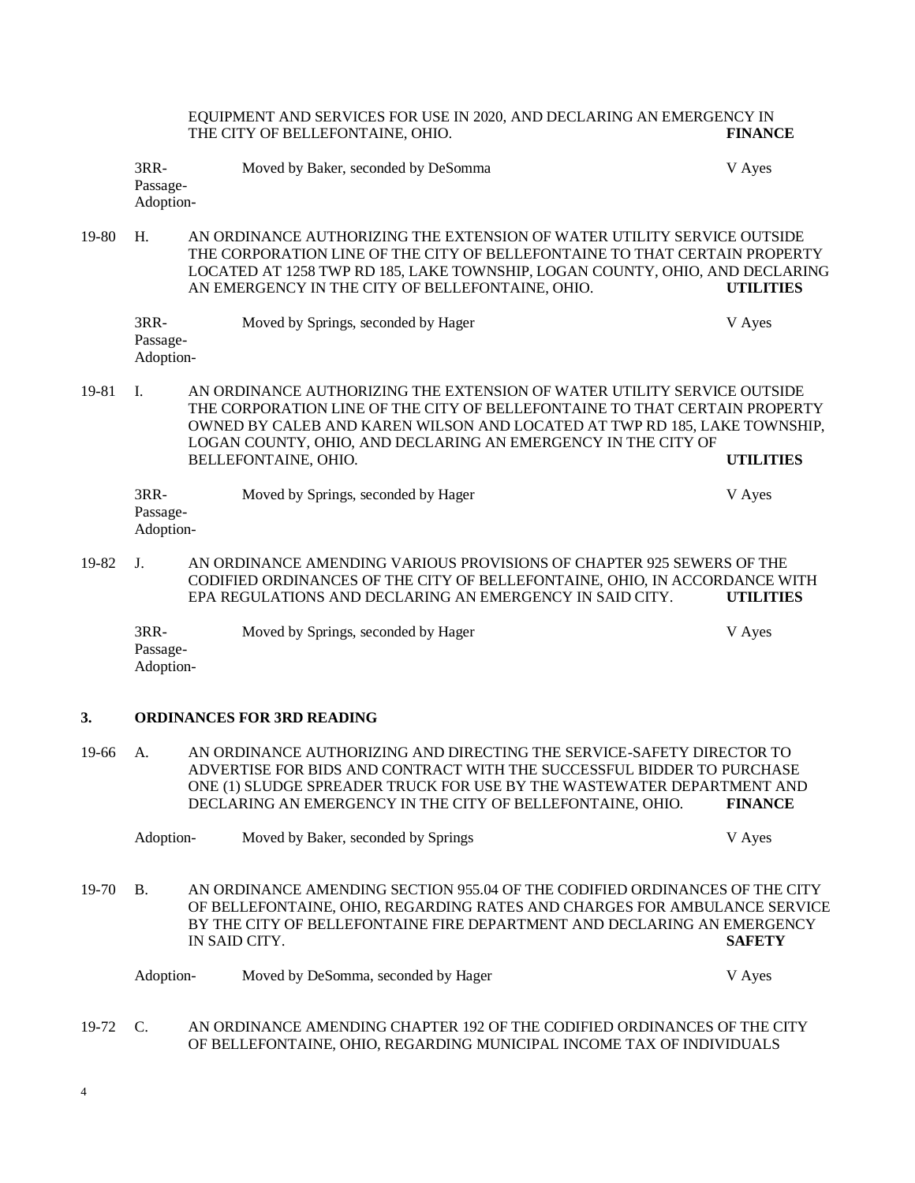EQUIPMENT AND SERVICES FOR USE IN 2020, AND DECLARING AN EMERGENCY IN THE CITY OF BELLEFONTAINE, OHIO. **FINANCE**

3RR-
Passage-
Adoption- Moved by Baker, seconded by DeSomma V Ayes

19-80 H. AN ORDINANCE AUTHORIZING THE EXTENSION OF WATER UTILITY SERVICE OUTSIDE THE CORPORATION LINE OF THE CITY OF BELLEFONTAINE TO THAT CERTAIN PROPERTY LOCATED AT 1258 TWP RD 185, LAKE TOWNSHIP, LOGAN COUNTY, OHIO, AND DECLARING AN EMERGENCY IN THE CITY OF BELLEFONTAINE, OHIO. **UTILITIES**

3RR-
Passage-
Adoption- Moved by Springs, seconded by Hager V Ayes

19-81 I. AN ORDINANCE AUTHORIZING THE EXTENSION OF WATER UTILITY SERVICE OUTSIDE THE CORPORATION LINE OF THE CITY OF BELLEFONTAINE TO THAT CERTAIN PROPERTY OWNED BY CALEB AND KAREN WILSON AND LOCATED AT TWP RD 185, LAKE TOWNSHIP, LOGAN COUNTY, OHIO, AND DECLARING AN EMERGENCY IN THE CITY OF BELLEFONTAINE, OHIO. **UTILITIES**

3RR-
Passage-
Adoption- Moved by Springs, seconded by Hager V Ayes

19-82 J. AN ORDINANCE AMENDING VARIOUS PROVISIONS OF CHAPTER 925 SEWERS OF THE CODIFIED ORDINANCES OF THE CITY OF BELLEFONTAINE, OHIO, IN ACCORDANCE WITH EPA REGULATIONS AND DECLARING AN EMERGENCY IN SAID CITY. **UTILITIES**

3RR-
Passage-
Adoption- Moved by Springs, seconded by Hager V Ayes

**3. ORDINANCES FOR 3RD READING**

19-66 A. AN ORDINANCE AUTHORIZING AND DIRECTING THE SERVICE-SAFETY DIRECTOR TO ADVERTISE FOR BIDS AND CONTRACT WITH THE SUCCESSFUL BIDDER TO PURCHASE ONE (1) SLUDGE SPREADER TRUCK FOR USE BY THE WASTEWATER DEPARTMENT AND DECLARING AN EMERGENCY IN THE CITY OF BELLEFONTAINE, OHIO. **FINANCE**

Adoption- Moved by Baker, seconded by Springs V Ayes

19-70 B. AN ORDINANCE AMENDING SECTION 955.04 OF THE CODIFIED ORDINANCES OF THE CITY OF BELLEFONTAINE, OHIO, REGARDING RATES AND CHARGES FOR AMBULANCE SERVICE BY THE CITY OF BELLEFONTAINE FIRE DEPARTMENT AND DECLARING AN EMERGENCY IN SAID CITY. **SAFETY**

Adoption- Moved by DeSomma, seconded by Hager V Ayes

19-72 C. AN ORDINANCE AMENDING CHAPTER 192 OF THE CODIFIED ORDINANCES OF THE CITY OF BELLEFONTAINE, OHIO, REGARDING MUNICIPAL INCOME TAX OF INDIVIDUALS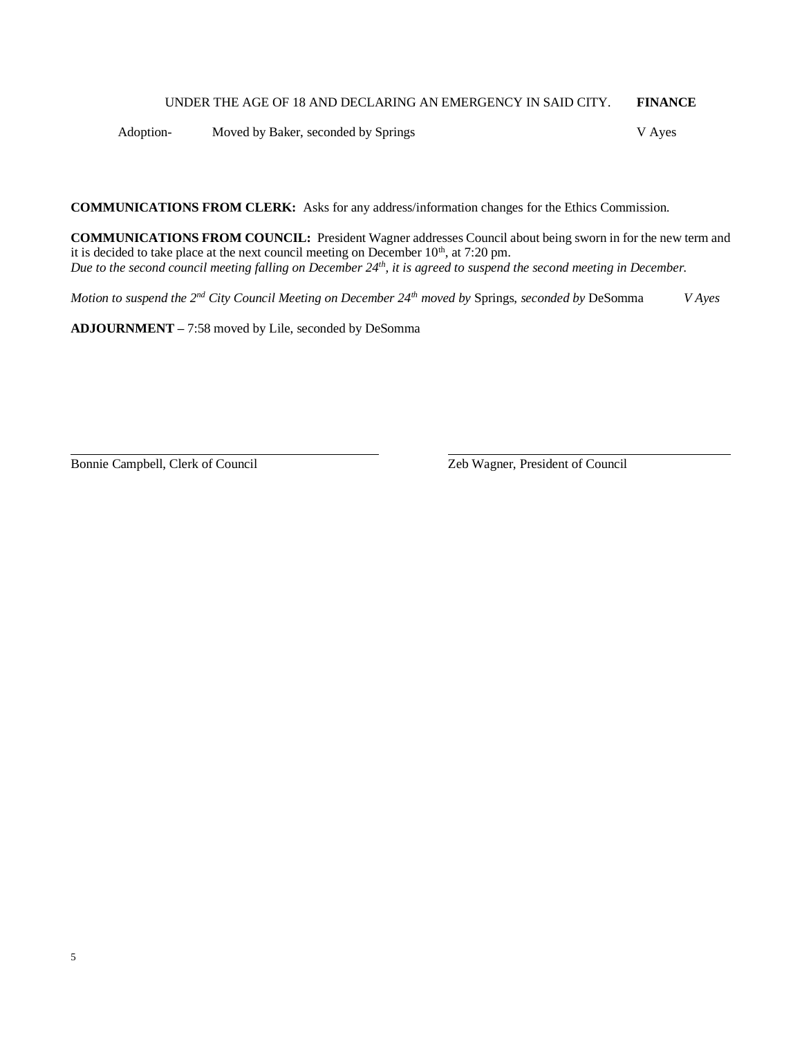UNDER THE AGE OF 18 AND DECLARING AN EMERGENCY IN SAID CITY. **FINANCE**

Adoption- Moved by Baker, seconded by Springs V Ayes

**COMMUNICATIONS FROM CLERK:** Asks for any address/information changes for the Ethics Commission.

**COMMUNICATIONS FROM COUNCIL:** President Wagner addresses Council about being sworn in for the new term and it is decided to take place at the next council meeting on December 10th, at 7:20 pm.
*Due to the second council meeting falling on December 24th, it is agreed to suspend the second meeting in December.*

*Motion to suspend the 2nd City Council Meeting on December 24th moved by* Springs, *seconded by* DeSomma *V Ayes*

**ADJOURNMENT –** 7:58 moved by Lile, seconded by DeSomma

Bonnie Campbell, Clerk of Council

Zeb Wagner, President of Council